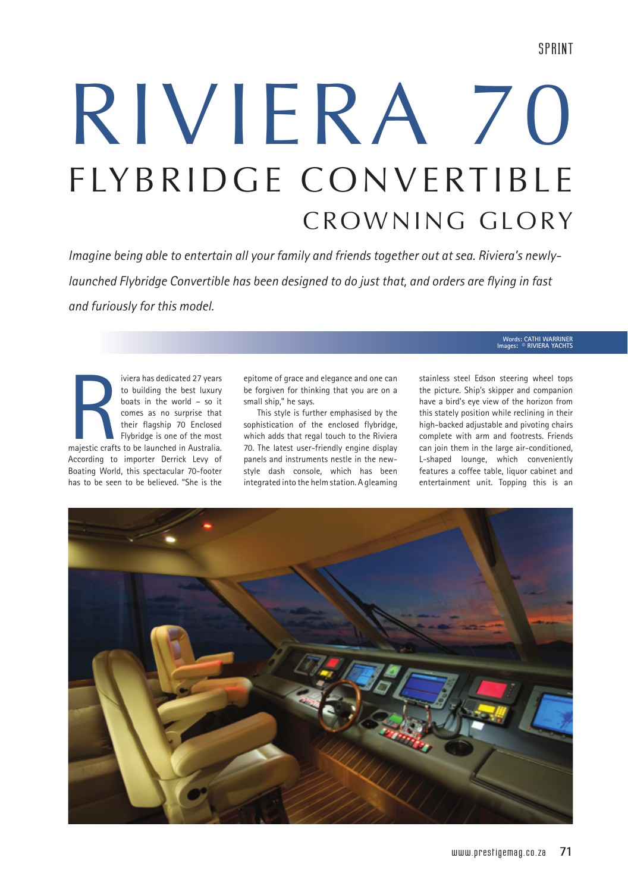# RIVIERA 70

## FLYBRIDGE CONVERTIBLE

### CROWNING GLORY

*Imagine being able to entertain all your family and friends together out at sea. Riviera's newly-launched Flybridge Convertible has been designed to do just that, and orders are flying in fast and furiously for this model.*

Words: CATHI WARRINER
Images: © RIVIERA YACHTS

Riviera has dedicated 27 years to building the best luxury boats in the world – so it comes as no surprise that their flagship 70 Enclosed Flybridge is one of the most majestic crafts to be launched in Australia. According to importer Derrick Levy of Boating World, this spectacular 70-footer has to be seen to be believed. "She is the epitome of grace and elegance and one can be forgiven for thinking that you are on a small ship," he says.

This style is further emphasised by the sophistication of the enclosed flybridge, which adds that regal touch to the Riviera 70. The latest user-friendly engine display panels and instruments nestle in the new-style dash console, which has been integrated into the helm station. A gleaming stainless steel Edson steering wheel tops the picture. Ship's skipper and companion have a bird's eye view of the horizon from this stately position while reclining in their high-backed adjustable and pivoting chairs complete with arm and footrests. Friends can join them in the large air-conditioned, L-shaped lounge, which conveniently features a coffee table, liquor cabinet and entertainment unit. Topping this is an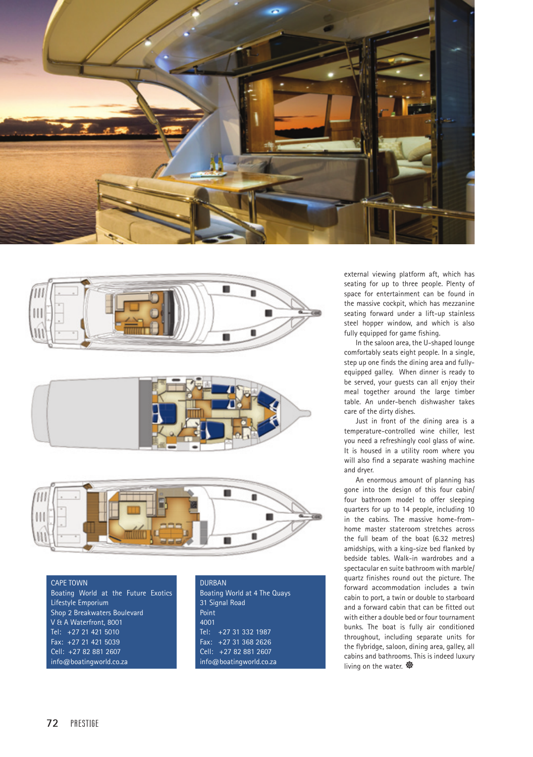external viewing platform aft, which has seating for up to three people. Plenty of space for entertainment can be found in the massive cockpit, which has mezzanine seating forward under a lift-up stainless steel hopper window, and which is also fully equipped for game fishing.

In the saloon area, the U-shaped lounge comfortably seats eight people. In a single, step up one finds the dining area and fully-equipped galley. When dinner is ready to be served, your guests can all enjoy their meal together around the large timber table. An under-bench dishwasher takes care of the dirty dishes.

Just in front of the dining area is a temperature-controlled wine chiller, lest you need a refreshingly cool glass of wine. It is housed in a utility room where you will also find a separate washing machine and dryer.

An enormous amount of planning has gone into the design of this four cabin/four bathroom model to offer sleeping quarters for up to 14 people, including 10 in the cabins. The massive home-from-home master stateroom stretches across the full beam of the boat (6.32 metres) amidships, with a king-size bed flanked by bedside tables. Walk-in wardrobes and a spectacular en suite bathroom with marble/quartz finishes round out the picture. The forward accommodation includes a twin cabin to port, a twin or double to starboard and a forward cabin that can be fitted out with either a double bed or four tournament bunks. The boat is fully air conditioned throughout, including separate units for the flybridge, saloon, dining area, galley, all cabins and bathrooms. This is indeed luxury living on the water.

CAPE TOWN
Boating World at the Future Exotics Lifestyle Emporium
Shop 2 Breakwaters Boulevard
V & A Waterfront, 8001
Tel: +27 21 421 5010
Fax: +27 21 421 5039
Cell: +27 82 881 2607
info@boatingworld.co.za

DURBAN
Boating World at 4 The Quays
31 Signal Road
Point
4001
Tel: +27 31 332 1987
Fax: +27 31 368 2626
Cell: +27 82 881 2607
info@boatingworld.co.za